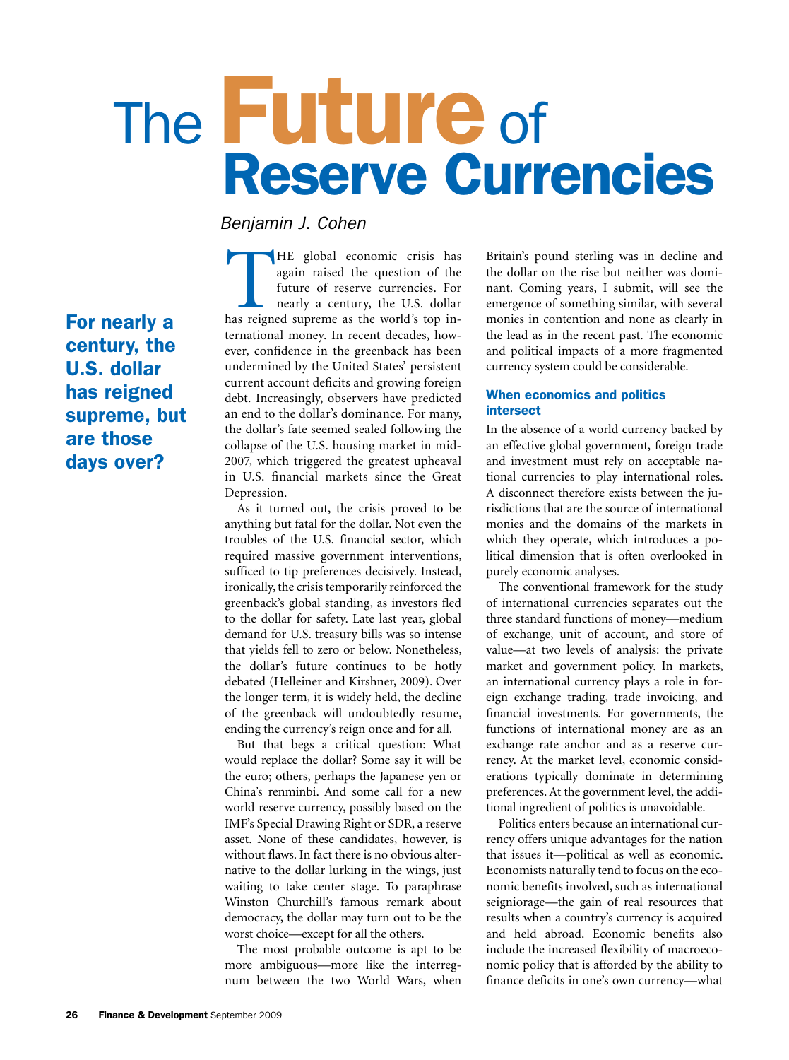# The Future of Reserve Currencies

*Benjamin J. Cohen*

**For nearly a century, the U.S. dollar has reigned supreme, but are those days over?**

THE global economic crisis has again raised the question of the future of reserve currencies. For nearly a century, the U.S. dollar has reigned supreme as the world's top international money. In recent decades, however, confidence in the greenback has been undermined by the United States' persistent current account deficits and growing foreign debt. Increasingly, observers have predicted an end to the dollar's dominance. For many, the dollar's fate seemed sealed following the collapse of the U.S. housing market in mid-2007, which triggered the greatest upheaval in U.S. financial markets since the Great Depression.

As it turned out, the crisis proved to be anything but fatal for the dollar. Not even the troubles of the U.S. financial sector, which required massive government interventions, sufficed to tip preferences decisively. Instead, ironically, the crisis temporarily reinforced the greenback's global standing, as investors fled to the dollar for safety. Late last year, global demand for U.S. treasury bills was so intense that yields fell to zero or below. Nonetheless, the dollar's future continues to be hotly debated (Helleiner and Kirshner, 2009). Over the longer term, it is widely held, the decline of the greenback will undoubtedly resume, ending the currency's reign once and for all.

But that begs a critical question: What would replace the dollar? Some say it will be the euro; others, perhaps the Japanese yen or China's renminbi. And some call for a new world reserve currency, possibly based on the IMF's Special Drawing Right or SDR, a reserve asset. None of these candidates, however, is without flaws. In fact there is no obvious alternative to the dollar lurking in the wings, just waiting to take center stage. To paraphrase Winston Churchill's famous remark about democracy, the dollar may turn out to be the worst choice—except for all the others.

The most probable outcome is apt to be more ambiguous—more like the interregnum between the two World Wars, when Britain's pound sterling was in decline and the dollar on the rise but neither was dominant. Coming years, I submit, will see the emergence of something similar, with several monies in contention and none as clearly in the lead as in the recent past. The economic and political impacts of a more fragmented currency system could be considerable.

## When economics and politics intersect

In the absence of a world currency backed by an effective global government, foreign trade and investment must rely on acceptable national currencies to play international roles. A disconnect therefore exists between the jurisdictions that are the source of international monies and the domains of the markets in which they operate, which introduces a political dimension that is often overlooked in purely economic analyses.

The conventional framework for the study of international currencies separates out the three standard functions of money—medium of exchange, unit of account, and store of value—at two levels of analysis: the private market and government policy. In markets, an international currency plays a role in foreign exchange trading, trade invoicing, and financial investments. For governments, the functions of international money are as an exchange rate anchor and as a reserve currency. At the market level, economic considerations typically dominate in determining preferences. At the government level, the additional ingredient of politics is unavoidable.

Politics enters because an international currency offers unique advantages for the nation that issues it—political as well as economic. Economists naturally tend to focus on the economic benefits involved, such as international seigniorage—the gain of real resources that results when a country's currency is acquired and held abroad. Economic benefits also include the increased flexibility of macroeconomic policy that is afforded by the ability to finance deficits in one's own currency—what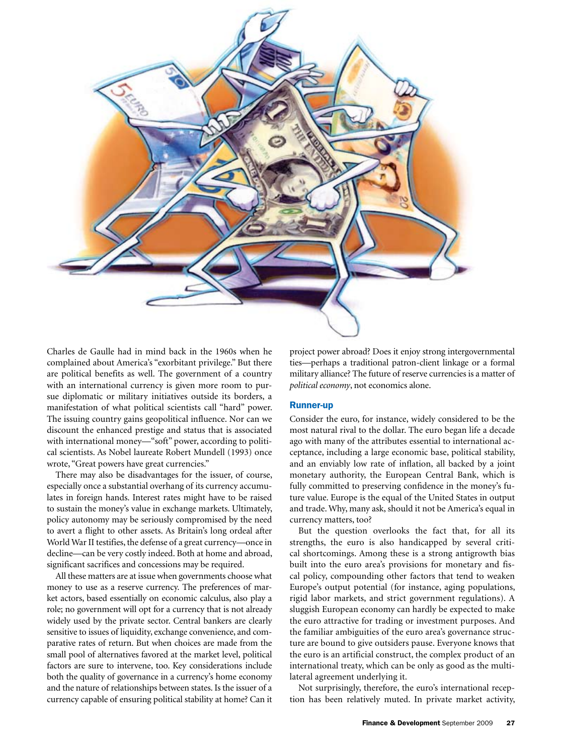Charles de Gaulle had in mind back in the 1960s when he complained about America's "exorbitant privilege." But there are political benefits as well. The government of a country with an international currency is given more room to pursue diplomatic or military initiatives outside its borders, a manifestation of what political scientists call "hard" power. The issuing country gains geopolitical influence. Nor can we discount the enhanced prestige and status that is associated with international money—"soft" power, according to political scientists. As Nobel laureate Robert Mundell (1993) once wrote, "Great powers have great currencies."

There may also be disadvantages for the issuer, of course, especially once a substantial overhang of its currency accumulates in foreign hands. Interest rates might have to be raised to sustain the money's value in exchange markets. Ultimately, policy autonomy may be seriously compromised by the need to avert a flight to other assets. As Britain's long ordeal after World War II testifies, the defense of a great currency—once in decline—can be very costly indeed. Both at home and abroad, significant sacrifices and concessions may be required.

All these matters are at issue when governments choose what money to use as a reserve currency. The preferences of market actors, based essentially on economic calculus, also play a role; no government will opt for a currency that is not already widely used by the private sector. Central bankers are clearly sensitive to issues of liquidity, exchange convenience, and comparative rates of return. But when choices are made from the small pool of alternatives favored at the market level, political factors are sure to intervene, too. Key considerations include both the quality of governance in a currency's home economy and the nature of relationships between states. Is the issuer of a currency capable of ensuring political stability at home? Can it project power abroad? Does it enjoy strong intergovernmental ties—perhaps a traditional patron-client linkage or a formal military alliance? The future of reserve currencies is a matter of *political economy*, not economics alone.

## Runner-up

Consider the euro, for instance, widely considered to be the most natural rival to the dollar. The euro began life a decade ago with many of the attributes essential to international acceptance, including a large economic base, political stability, and an enviably low rate of inflation, all backed by a joint monetary authority, the European Central Bank, which is fully committed to preserving confidence in the money's future value. Europe is the equal of the United States in output and trade. Why, many ask, should it not be America's equal in currency matters, too?

But the question overlooks the fact that, for all its strengths, the euro is also handicapped by several critical shortcomings. Among these is a strong antigrowth bias built into the euro area's provisions for monetary and fiscal policy, compounding other factors that tend to weaken Europe's output potential (for instance, aging populations, rigid labor markets, and strict government regulations). A sluggish European economy can hardly be expected to make the euro attractive for trading or investment purposes. And the familiar ambiguities of the euro area's governance structure are bound to give outsiders pause. Everyone knows that the euro is an artificial construct, the complex product of an international treaty, which can be only as good as the multilateral agreement underlying it.

Not surprisingly, therefore, the euro's international reception has been relatively muted. In private market activity,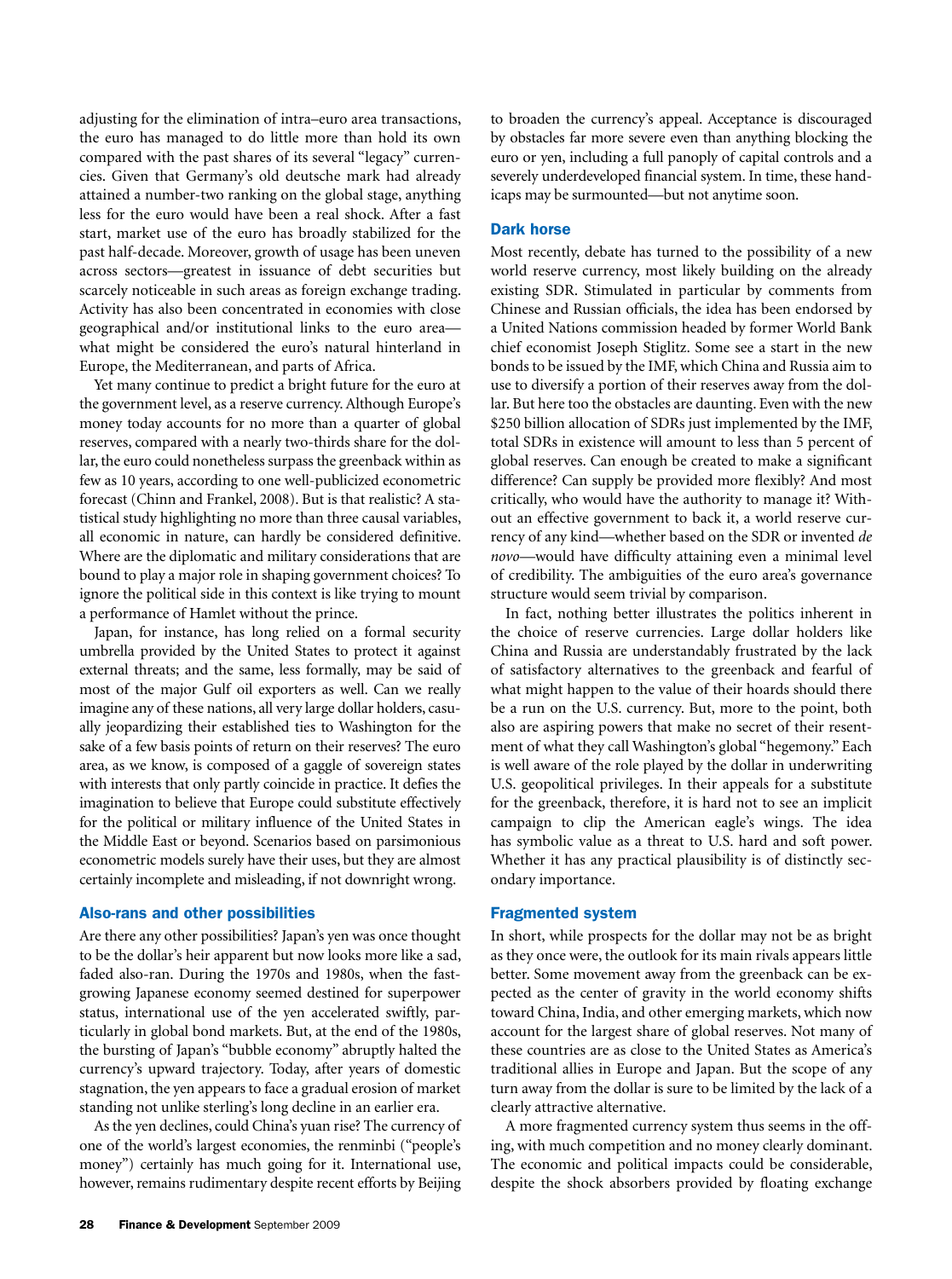adjusting for the elimination of intra–euro area transactions, the euro has managed to do little more than hold its own compared with the past shares of its several "legacy" currencies. Given that Germany's old deutsche mark had already attained a number-two ranking on the global stage, anything less for the euro would have been a real shock. After a fast start, market use of the euro has broadly stabilized for the past half-decade. Moreover, growth of usage has been uneven across sectors—greatest in issuance of debt securities but scarcely noticeable in such areas as foreign exchange trading. Activity has also been concentrated in economies with close geographical and/or institutional links to the euro area—what might be considered the euro's natural hinterland in Europe, the Mediterranean, and parts of Africa.

Yet many continue to predict a bright future for the euro at the government level, as a reserve currency. Although Europe's money today accounts for no more than a quarter of global reserves, compared with a nearly two-thirds share for the dollar, the euro could nonetheless surpass the greenback within as few as 10 years, according to one well-publicized econometric forecast (Chinn and Frankel, 2008). But is that realistic? A statistical study highlighting no more than three causal variables, all economic in nature, can hardly be considered definitive. Where are the diplomatic and military considerations that are bound to play a major role in shaping government choices? To ignore the political side in this context is like trying to mount a performance of Hamlet without the prince.

Japan, for instance, has long relied on a formal security umbrella provided by the United States to protect it against external threats; and the same, less formally, may be said of most of the major Gulf oil exporters as well. Can we really imagine any of these nations, all very large dollar holders, casually jeopardizing their established ties to Washington for the sake of a few basis points of return on their reserves? The euro area, as we know, is composed of a gaggle of sovereign states with interests that only partly coincide in practice. It defies the imagination to believe that Europe could substitute effectively for the political or military influence of the United States in the Middle East or beyond. Scenarios based on parsimonious econometric models surely have their uses, but they are almost certainly incomplete and misleading, if not downright wrong.

## Also-rans and other possibilities

Are there any other possibilities? Japan's yen was once thought to be the dollar's heir apparent but now looks more like a sad, faded also-ran. During the 1970s and 1980s, when the fast-growing Japanese economy seemed destined for superpower status, international use of the yen accelerated swiftly, particularly in global bond markets. But, at the end of the 1980s, the bursting of Japan's "bubble economy" abruptly halted the currency's upward trajectory. Today, after years of domestic stagnation, the yen appears to face a gradual erosion of market standing not unlike sterling's long decline in an earlier era.

As the yen declines, could China's yuan rise? The currency of one of the world's largest economies, the renminbi ("people's money") certainly has much going for it. International use, however, remains rudimentary despite recent efforts by Beijing to broaden the currency's appeal. Acceptance is discouraged by obstacles far more severe even than anything blocking the euro or yen, including a full panoply of capital controls and a severely underdeveloped financial system. In time, these handicaps may be surmounted—but not anytime soon.

## Dark horse

Most recently, debate has turned to the possibility of a new world reserve currency, most likely building on the already existing SDR. Stimulated in particular by comments from Chinese and Russian officials, the idea has been endorsed by a United Nations commission headed by former World Bank chief economist Joseph Stiglitz. Some see a start in the new bonds to be issued by the IMF, which China and Russia aim to use to diversify a portion of their reserves away from the dollar. But here too the obstacles are daunting. Even with the new $250 billion allocation of SDRs just implemented by the IMF, total SDRs in existence will amount to less than 5 percent of global reserves. Can enough be created to make a significant difference? Can supply be provided more flexibly? And most critically, who would have the authority to manage it? Without an effective government to back it, a world reserve currency of any kind—whether based on the SDR or invented *de novo*—would have difficulty attaining even a minimal level of credibility. The ambiguities of the euro area's governance structure would seem trivial by comparison.

In fact, nothing better illustrates the politics inherent in the choice of reserve currencies. Large dollar holders like China and Russia are understandably frustrated by the lack of satisfactory alternatives to the greenback and fearful of what might happen to the value of their hoards should there be a run on the U.S. currency. But, more to the point, both also are aspiring powers that make no secret of their resentment of what they call Washington's global "hegemony." Each is well aware of the role played by the dollar in underwriting U.S. geopolitical privileges. In their appeals for a substitute for the greenback, therefore, it is hard not to see an implicit campaign to clip the American eagle's wings. The idea has symbolic value as a threat to U.S. hard and soft power. Whether it has any practical plausibility is of distinctly secondary importance.

## Fragmented system

In short, while prospects for the dollar may not be as bright as they once were, the outlook for its main rivals appears little better. Some movement away from the greenback can be expected as the center of gravity in the world economy shifts toward China, India, and other emerging markets, which now account for the largest share of global reserves. Not many of these countries are as close to the United States as America's traditional allies in Europe and Japan. But the scope of any turn away from the dollar is sure to be limited by the lack of a clearly attractive alternative.

A more fragmented currency system thus seems in the offing, with much competition and no money clearly dominant. The economic and political impacts could be considerable, despite the shock absorbers provided by floating exchange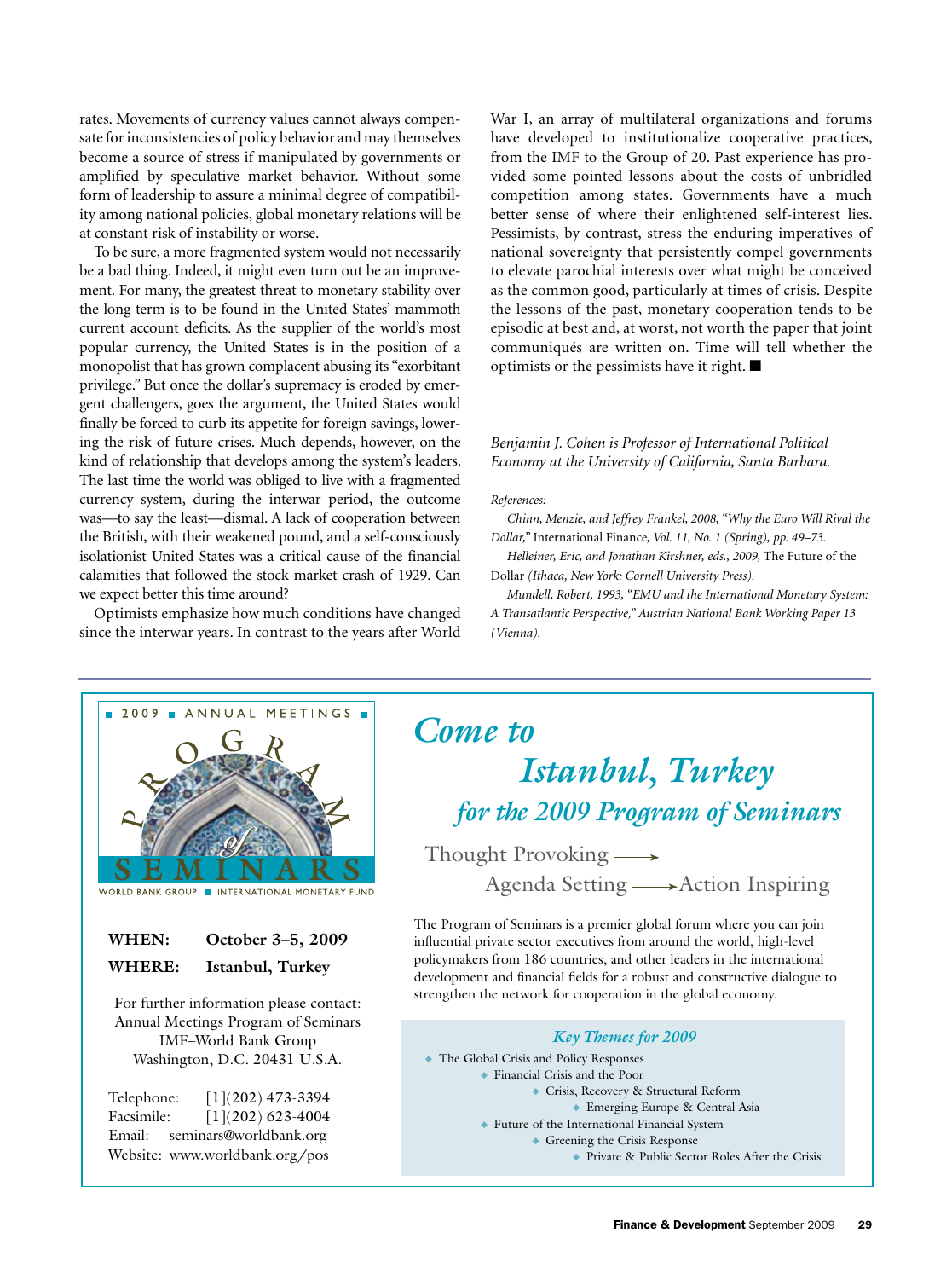rates. Movements of currency values cannot always compensate for inconsistencies of policy behavior and may themselves become a source of stress if manipulated by governments or amplified by speculative market behavior. Without some form of leadership to assure a minimal degree of compatibility among national policies, global monetary relations will be at constant risk of instability or worse.

To be sure, a more fragmented system would not necessarily be a bad thing. Indeed, it might even turn out be an improvement. For many, the greatest threat to monetary stability over the long term is to be found in the United States' mammoth current account deficits. As the supplier of the world's most popular currency, the United States is in the position of a monopolist that has grown complacent abusing its "exorbitant privilege." But once the dollar's supremacy is eroded by emergent challengers, goes the argument, the United States would finally be forced to curb its appetite for foreign savings, lowering the risk of future crises. Much depends, however, on the kind of relationship that develops among the system's leaders. The last time the world was obliged to live with a fragmented currency system, during the interwar period, the outcome was—to say the least—dismal. A lack of cooperation between the British, with their weakened pound, and a self-consciously isolationist United States was a critical cause of the financial calamities that followed the stock market crash of 1929. Can we expect better this time around?

Optimists emphasize how much conditions have changed since the interwar years. In contrast to the years after World War I, an array of multilateral organizations and forums have developed to institutionalize cooperative practices, from the IMF to the Group of 20. Past experience has provided some pointed lessons about the costs of unbridled competition among states. Governments have a much better sense of where their enlightened self-interest lies. Pessimists, by contrast, stress the enduring imperatives of national sovereignty that persistently compel governments to elevate parochial interests over what might be conceived as the common good, particularly at times of crisis. Despite the lessons of the past, monetary cooperation tends to be episodic at best and, at worst, not worth the paper that joint communiqués are written on. Time will tell whether the optimists or the pessimists have it right. ■

*Benjamin J. Cohen is Professor of International Political Economy at the University of California, Santa Barbara.*

*References:*

Chinn, Menzie, and Jeffrey Frankel, 2008, "Why the Euro Will Rival the Dollar," International Finance, *Vol. 11, No. 1 (Spring), pp. 49–73.*

Helleiner, Eric, and Jonathan Kirshner, eds., 2009, The Future of the Dollar *(Ithaca, New York: Cornell University Press).*

Mundell, Robert, 1993, "EMU and the International Monetary System: A Transatlantic Perspective," *Austrian National Bank Working Paper 13 (Vienna).*

---

2009 ■ ANNUAL MEETINGS ■

PROGRAM of SEMINARS

WORLD BANK GROUP ■ INTERNATIONAL MONETARY FUND

**WHEN:** October 3–5, 2009

**WHERE:** Istanbul, Turkey

For further information please contact:
Annual Meetings Program of Seminars
IMF–World Bank Group
Washington, D.C. 20431 U.S.A.

Telephone: [1](202) 473-3394
Facsimile: [1](202) 623-4004
Email: seminars@worldbank.org
Website: www.worldbank.org/pos

## *Come to Istanbul, Turkey for the 2009 Program of Seminars*

Thought Provoking → Agenda Setting → Action Inspiring

The Program of Seminars is a premier global forum where you can join influential private sector executives from around the world, high-level policymakers from 186 countries, and other leaders in the international development and financial fields for a robust and constructive dialogue to strengthen the network for cooperation in the global economy.

### *Key Themes for 2009*

- The Global Crisis and Policy Responses
- Financial Crisis and the Poor
- Crisis, Recovery & Structural Reform
- Emerging Europe & Central Asia
- Future of the International Financial System
- Greening the Crisis Response
- Private & Public Sector Roles After the Crisis